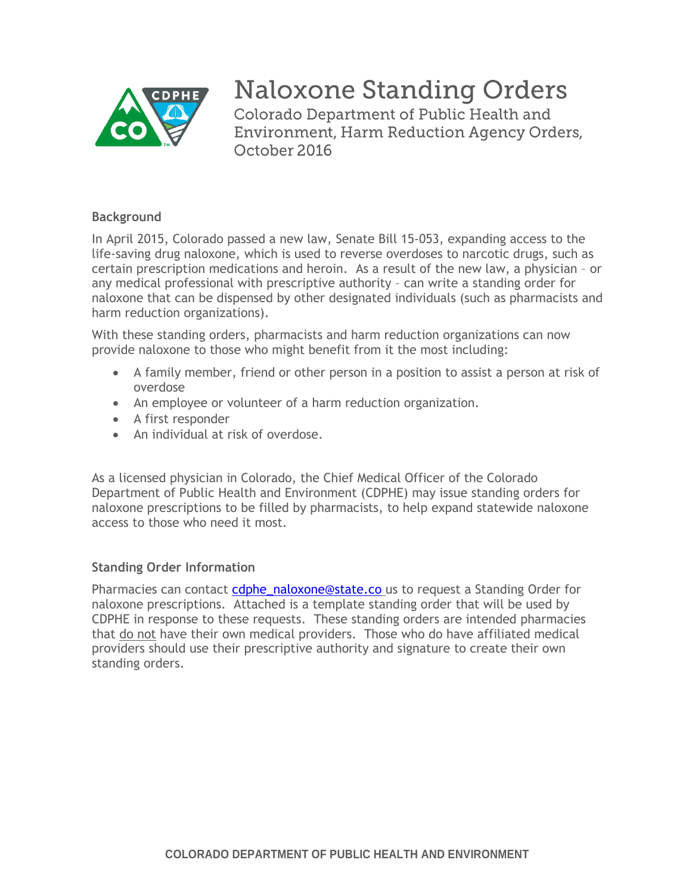# Naloxone Standing Orders

Colorado Department of Public Health and Environment, Harm Reduction Agency Orders, October 2016

### Background

In April 2015, Colorado passed a new law, Senate Bill 15-053, expanding access to the life-saving drug naloxone, which is used to reverse overdoses to narcotic drugs, such as certain prescription medications and heroin. As a result of the new law, a physician – or any medical professional with prescriptive authority – can write a standing order for naloxone that can be dispensed by other designated individuals (such as pharmacists and harm reduction organizations).

With these standing orders, pharmacists and harm reduction organizations can now provide naloxone to those who might benefit from it the most including:

- A family member, friend or other person in a position to assist a person at risk of overdose
- An employee or volunteer of a harm reduction organization.
- A first responder
- An individual at risk of overdose.

As a licensed physician in Colorado, the Chief Medical Officer of the Colorado Department of Public Health and Environment (CDPHE) may issue standing orders for naloxone prescriptions to be filled by pharmacists, to help expand statewide naloxone access to those who need it most.

### Standing Order Information

Pharmacies can contact cdphe_naloxone@state.co us to request a Standing Order for naloxone prescriptions. Attached is a template standing order that will be used by CDPHE in response to these requests. These standing orders are intended pharmacies that do not have their own medical providers. Those who do have affiliated medical providers should use their prescriptive authority and signature to create their own standing orders.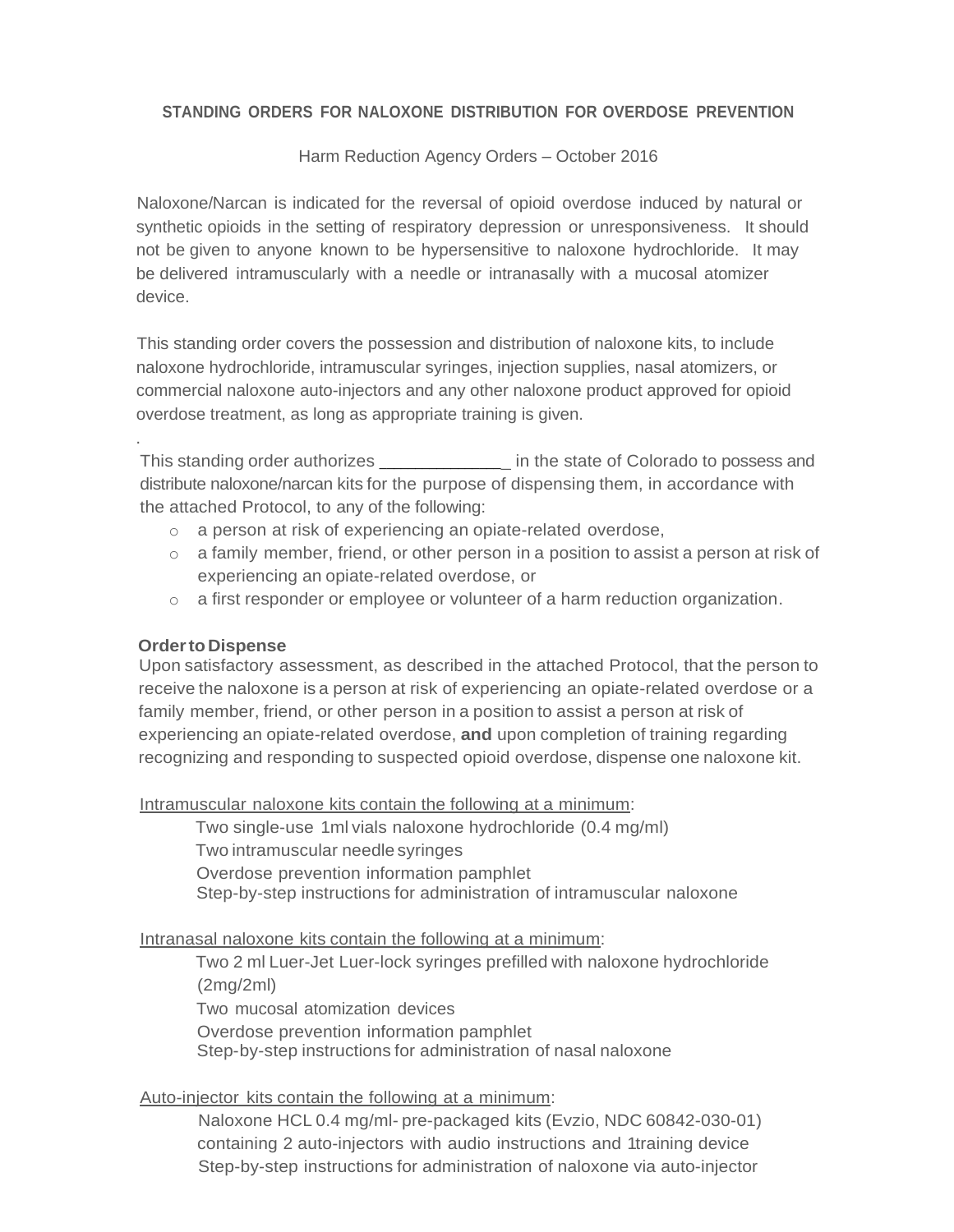**STANDING ORDERS FOR NALOXONE DISTRIBUTION FOR OVERDOSE PREVENTION**

Harm Reduction Agency Orders – October 2016

Naloxone/Narcan is indicated for the reversal of opioid overdose induced by natural or synthetic opioids in the setting of respiratory depression or unresponsiveness. It should not be given to anyone known to be hypersensitive to naloxone hydrochloride. It may be delivered intramuscularly with a needle or intranasally with a mucosal atomizer device.

This standing order covers the possession and distribution of naloxone kits, to include naloxone hydrochloride, intramuscular syringes, injection supplies, nasal atomizers, or commercial naloxone auto-injectors and any other naloxone product approved for opioid overdose treatment, as long as appropriate training is given.

.

This standing order authorizes _____________ in the state of Colorado to possess and distribute naloxone/narcan kits for the purpose of dispensing them, in accordance with the attached Protocol, to any of the following:

- a person at risk of experiencing an opiate-related overdose,
- a family member, friend, or other person in a position to assist a person at risk of experiencing an opiate-related overdose, or
- a first responder or employee or volunteer of a harm reduction organization.

**Order to Dispense**

Upon satisfactory assessment, as described in the attached Protocol, that the person to receive the naloxone is a person at risk of experiencing an opiate-related overdose or a family member, friend, or other person in a position to assist a person at risk of experiencing an opiate-related overdose, **and** upon completion of training regarding recognizing and responding to suspected opioid overdose, dispense one naloxone kit.

Intramuscular naloxone kits contain the following at a minimum:

Two single-use 1ml vials naloxone hydrochloride (0.4 mg/ml)
Two intramuscular needle syringes
Overdose prevention information pamphlet
Step-by-step instructions for administration of intramuscular naloxone

Intranasal naloxone kits contain the following at a minimum:

Two 2 ml Luer-Jet Luer-lock syringes prefilled with naloxone hydrochloride (2mg/2ml)
Two mucosal atomization devices
Overdose prevention information pamphlet
Step-by-step instructions for administration of nasal naloxone

Auto-injector kits contain the following at a minimum:

Naloxone HCL 0.4 mg/ml- pre-packaged kits (Evzio, NDC 60842-030-01) containing 2 auto-injectors with audio instructions and 1training device
Step-by-step instructions for administration of naloxone via auto-injector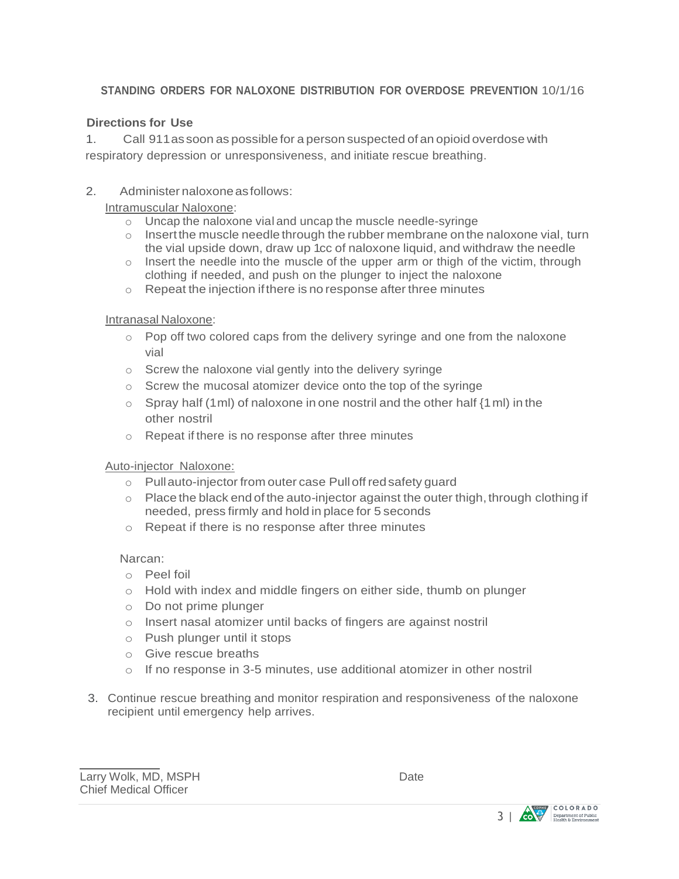**STANDING ORDERS FOR NALOXONE DISTRIBUTION FOR OVERDOSE PREVENTION** 10/1/16

**Directions for Use**

1. Call 911 as soon as possible for a person suspected of an opioid overdose with respiratory depression or unresponsiveness, and initiate rescue breathing.

2. Administer naloxone as follows:

   Intramuscular Naloxone:

   - Uncap the naloxone vial and uncap the muscle needle-syringe
   - Insert the muscle needle through the rubber membrane on the naloxone vial, turn the vial upside down, draw up 1cc of naloxone liquid, and withdraw the needle
   - Insert the needle into the muscle of the upper arm or thigh of the victim, through clothing if needed, and push on the plunger to inject the naloxone
   - Repeat the injection if there is no response after three minutes

   Intranasal Naloxone:

   - Pop off two colored caps from the delivery syringe and one from the naloxone vial
   - Screw the naloxone vial gently into the delivery syringe
   - Screw the mucosal atomizer device onto the top of the syringe
   - Spray half (1ml) of naloxone in one nostril and the other half {1 ml) in the other nostril
   - Repeat if there is no response after three minutes

   Auto-injector Naloxone:

   - Pull auto-injector from outer case Pull off red safety guard
   - Place the black end of the auto-injector against the outer thigh, through clothing if needed, press firmly and hold in place for 5 seconds
   - Repeat if there is no response after three minutes

   Narcan:

   - Peel foil
   - Hold with index and middle fingers on either side, thumb on plunger
   - Do not prime plunger
   - Insert nasal atomizer until backs of fingers are against nostril
   - Push plunger until it stops
   - Give rescue breaths
   - If no response in 3-5 minutes, use additional atomizer in other nostril

3. Continue rescue breathing and monitor respiration and responsiveness of the naloxone recipient until emergency help arrives.

Larry Wolk, MD, MSPH
Chief Medical Officer

Date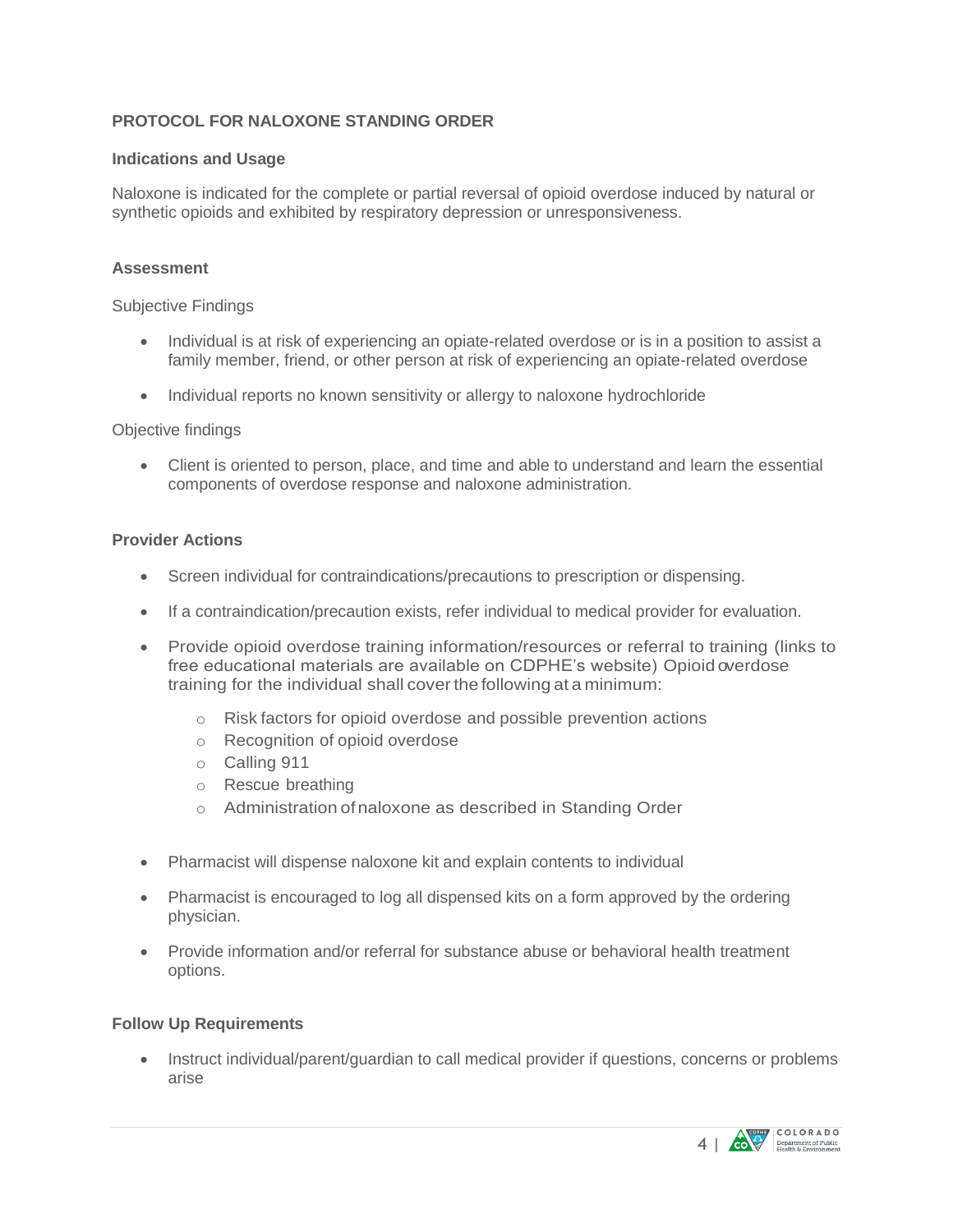## PROTOCOL FOR NALOXONE STANDING ORDER

### Indications and Usage

Naloxone is indicated for the complete or partial reversal of opioid overdose induced by natural or synthetic opioids and exhibited by respiratory depression or unresponsiveness.

### Assessment

Subjective Findings

- Individual is at risk of experiencing an opiate-related overdose or is in a position to assist a family member, friend, or other person at risk of experiencing an opiate-related overdose
- Individual reports no known sensitivity or allergy to naloxone hydrochloride

Objective findings

- Client is oriented to person, place, and time and able to understand and learn the essential components of overdose response and naloxone administration.

### Provider Actions

- Screen individual for contraindications/precautions to prescription or dispensing.
- If a contraindication/precaution exists, refer individual to medical provider for evaluation.
- Provide opioid overdose training information/resources or referral to training (links to free educational materials are available on CDPHE's website) Opioid overdose training for the individual shall cover the following at a minimum:
  - Risk factors for opioid overdose and possible prevention actions
  - Recognition of opioid overdose
  - Calling 911
  - Rescue breathing
  - Administration of naloxone as described in Standing Order
- Pharmacist will dispense naloxone kit and explain contents to individual
- Pharmacist is encouraged to log all dispensed kits on a form approved by the ordering physician.
- Provide information and/or referral for substance abuse or behavioral health treatment options.

### Follow Up Requirements

- Instruct individual/parent/guardian to call medical provider if questions, concerns or problems arise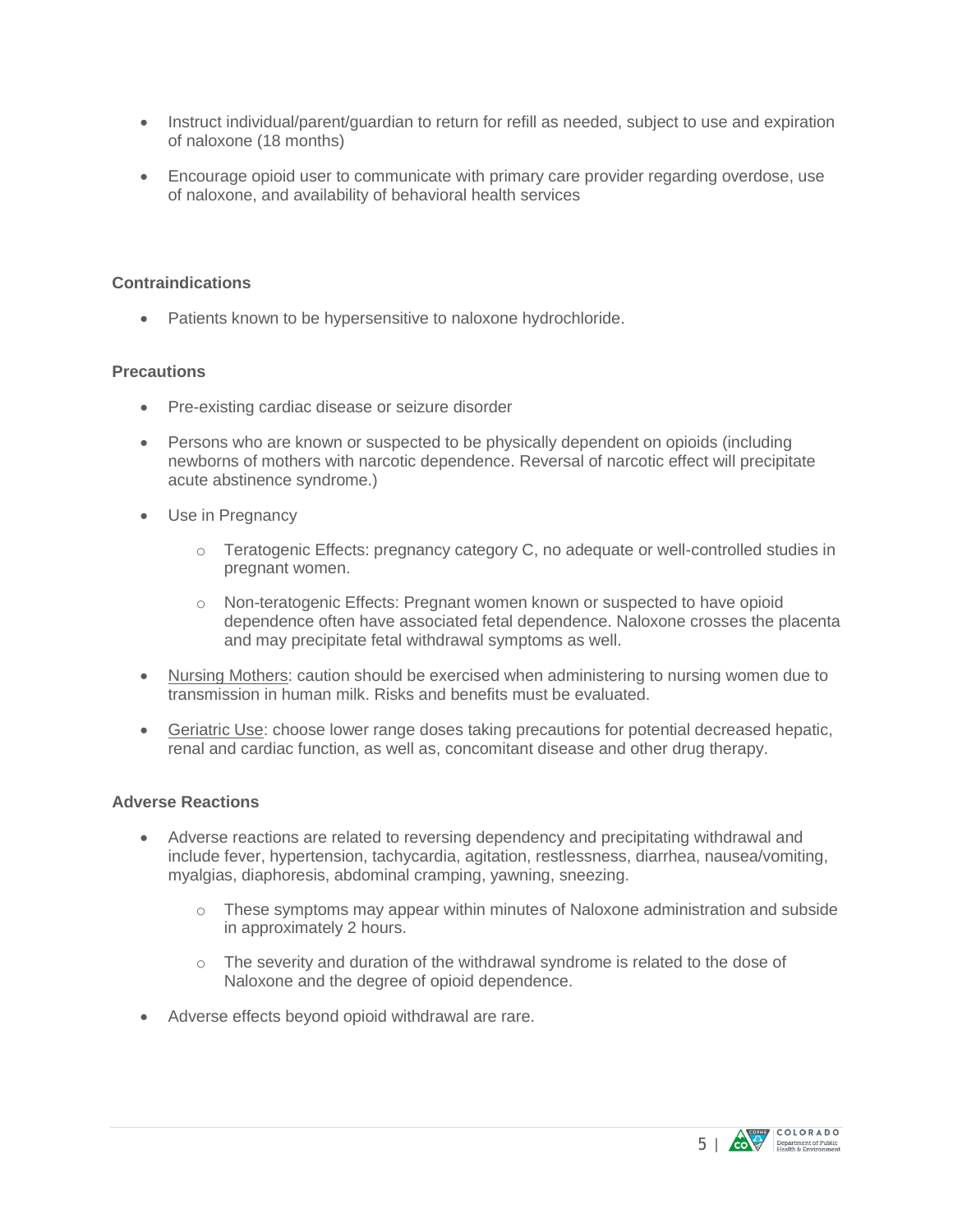- Instruct individual/parent/guardian to return for refill as needed, subject to use and expiration of naloxone (18 months)
- Encourage opioid user to communicate with primary care provider regarding overdose, use of naloxone, and availability of behavioral health services

**Contraindications**

- Patients known to be hypersensitive to naloxone hydrochloride.

**Precautions**

- Pre-existing cardiac disease or seizure disorder
- Persons who are known or suspected to be physically dependent on opioids (including newborns of mothers with narcotic dependence. Reversal of narcotic effect will precipitate acute abstinence syndrome.)
- Use in Pregnancy
    - Teratogenic Effects: pregnancy category C, no adequate or well-controlled studies in pregnant women.
    - Non-teratogenic Effects: Pregnant women known or suspected to have opioid dependence often have associated fetal dependence. Naloxone crosses the placenta and may precipitate fetal withdrawal symptoms as well.
- Nursing Mothers: caution should be exercised when administering to nursing women due to transmission in human milk. Risks and benefits must be evaluated.
- Geriatric Use: choose lower range doses taking precautions for potential decreased hepatic, renal and cardiac function, as well as, concomitant disease and other drug therapy.

**Adverse Reactions**

- Adverse reactions are related to reversing dependency and precipitating withdrawal and include fever, hypertension, tachycardia, agitation, restlessness, diarrhea, nausea/vomiting, myalgias, diaphoresis, abdominal cramping, yawning, sneezing.
    - These symptoms may appear within minutes of Naloxone administration and subside in approximately 2 hours.
    - The severity and duration of the withdrawal syndrome is related to the dose of Naloxone and the degree of opioid dependence.
- Adverse effects beyond opioid withdrawal are rare.